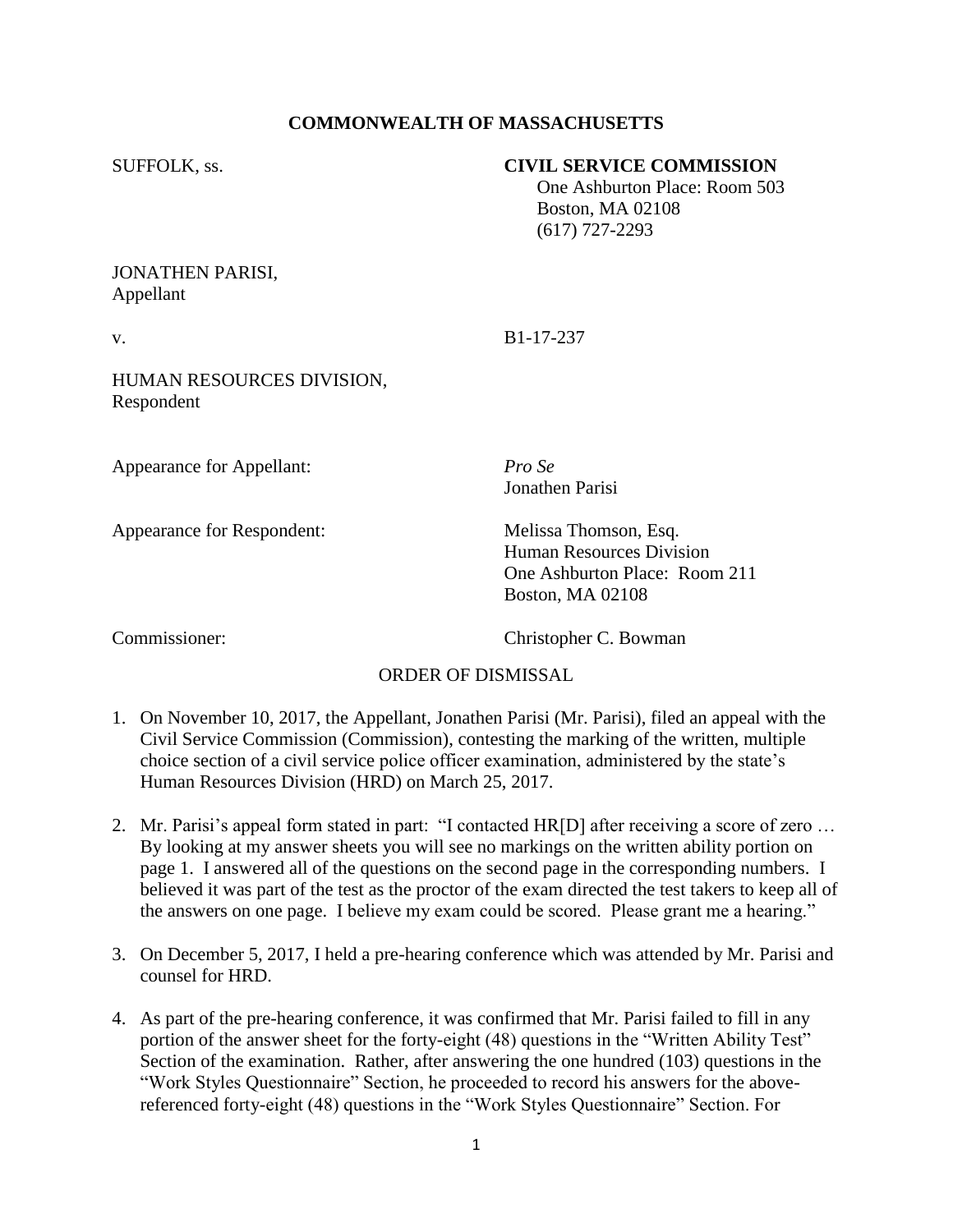**COMMONWEALTH OF MASSACHUSETTS**

SUFFOLK, ss.

**CIVIL SERVICE COMMISSION**
One Ashburton Place: Room 503
Boston, MA 02108
(617) 727-2293

JONATHEN PARISI,
Appellant

v.

B1-17-237

HUMAN RESOURCES DIVISION,
Respondent

Appearance for Appellant: *Pro Se*
Jonathen Parisi

Appearance for Respondent: Melissa Thomson, Esq.
Human Resources Division
One Ashburton Place: Room 211
Boston, MA 02108

Commissioner: Christopher C. Bowman

ORDER OF DISMISSAL

1. On November 10, 2017, the Appellant, Jonathen Parisi (Mr. Parisi), filed an appeal with the Civil Service Commission (Commission), contesting the marking of the written, multiple choice section of a civil service police officer examination, administered by the state's Human Resources Division (HRD) on March 25, 2017.

2. Mr. Parisi's appeal form stated in part: "I contacted HR[D] after receiving a score of zero … By looking at my answer sheets you will see no markings on the written ability portion on page 1. I answered all of the questions on the second page in the corresponding numbers. I believed it was part of the test as the proctor of the exam directed the test takers to keep all of the answers on one page. I believe my exam could be scored. Please grant me a hearing."

3. On December 5, 2017, I held a pre-hearing conference which was attended by Mr. Parisi and counsel for HRD.

4. As part of the pre-hearing conference, it was confirmed that Mr. Parisi failed to fill in any portion of the answer sheet for the forty-eight (48) questions in the "Written Ability Test" Section of the examination. Rather, after answering the one hundred (103) questions in the "Work Styles Questionnaire" Section, he proceeded to record his answers for the above-referenced forty-eight (48) questions in the "Work Styles Questionnaire" Section. For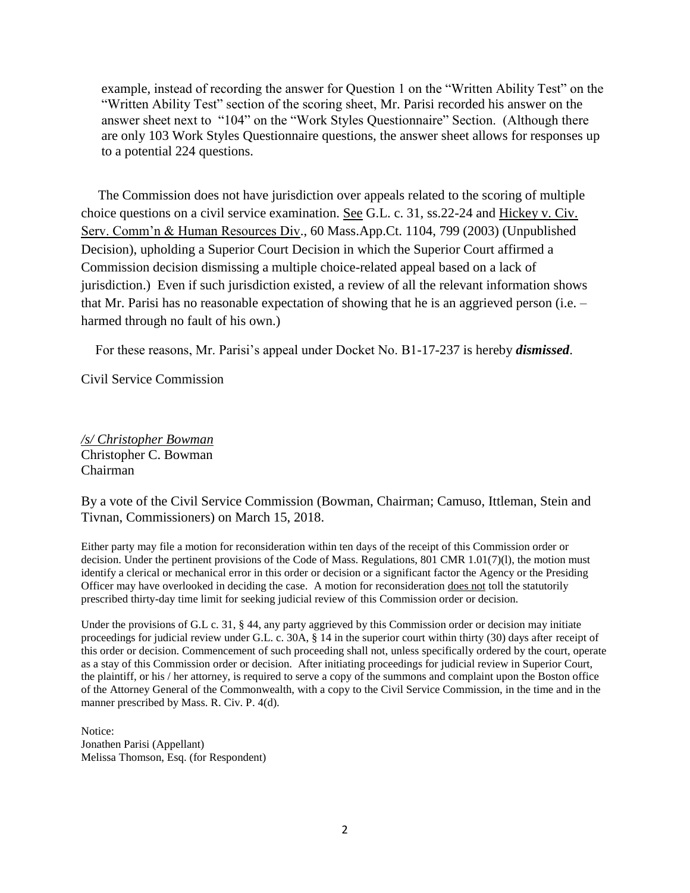example, instead of recording the answer for Question 1 on the "Written Ability Test" on the "Written Ability Test" section of the scoring sheet, Mr. Parisi recorded his answer on the answer sheet next to "104" on the "Work Styles Questionnaire" Section. (Although there are only 103 Work Styles Questionnaire questions, the answer sheet allows for responses up to a potential 224 questions.

The Commission does not have jurisdiction over appeals related to the scoring of multiple choice questions on a civil service examination. See G.L. c. 31, ss.22-24 and Hickey v. Civ. Serv. Comm'n & Human Resources Div., 60 Mass.App.Ct. 1104, 799 (2003) (Unpublished Decision), upholding a Superior Court Decision in which the Superior Court affirmed a Commission decision dismissing a multiple choice-related appeal based on a lack of jurisdiction.) Even if such jurisdiction existed, a review of all the relevant information shows that Mr. Parisi has no reasonable expectation of showing that he is an aggrieved person (i.e. – harmed through no fault of his own.)

For these reasons, Mr. Parisi's appeal under Docket No. B1-17-237 is hereby ***dismissed***.

Civil Service Commission

*/s/ Christopher Bowman*
Christopher C. Bowman
Chairman

By a vote of the Civil Service Commission (Bowman, Chairman; Camuso, Ittleman, Stein and Tivnan, Commissioners) on March 15, 2018.

Either party may file a motion for reconsideration within ten days of the receipt of this Commission order or decision. Under the pertinent provisions of the Code of Mass. Regulations, 801 CMR 1.01(7)(l), the motion must identify a clerical or mechanical error in this order or decision or a significant factor the Agency or the Presiding Officer may have overlooked in deciding the case. A motion for reconsideration does not toll the statutorily prescribed thirty-day time limit for seeking judicial review of this Commission order or decision.

Under the provisions of G.L c. 31, § 44, any party aggrieved by this Commission order or decision may initiate proceedings for judicial review under G.L. c. 30A, § 14 in the superior court within thirty (30) days after receipt of this order or decision. Commencement of such proceeding shall not, unless specifically ordered by the court, operate as a stay of this Commission order or decision. After initiating proceedings for judicial review in Superior Court, the plaintiff, or his / her attorney, is required to serve a copy of the summons and complaint upon the Boston office of the Attorney General of the Commonwealth, with a copy to the Civil Service Commission, in the time and in the manner prescribed by Mass. R. Civ. P. 4(d).

Notice:
Jonathen Parisi (Appellant)
Melissa Thomson, Esq. (for Respondent)